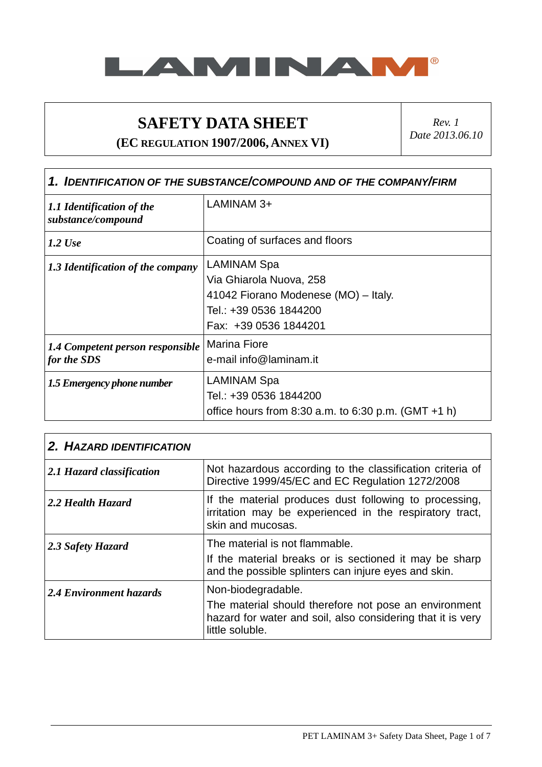LAMINAM®

# SAFETY DATA SHEET

**(EC REGULATION 1907/2006, ANNEX VI)**

*Rev. 1*
*Date 2013.06.10*

| **1. IDENTIFICATION OF THE SUBSTANCE/COMPOUND AND OF THE COMPANY/FIRM** | |
|---|---|
| ***1.1 Identification of the substance/compound*** | LAMINAM 3+ |
| ***1.2 Use*** | Coating of surfaces and floors |
| ***1.3 Identification of the company*** | LAMINAM Spa<br>Via Ghiarola Nuova, 258<br>41042 Fiorano Modenese (MO) – Italy.<br>Tel.: +39 0536 1844200<br>Fax: +39 0536 1844201 |
| ***1.4 Competent person responsible for the SDS*** | Marina Fiore<br>e-mail info@laminam.it |
| ***1.5 Emergency phone number*** | LAMINAM Spa<br>Tel.: +39 0536 1844200<br>office hours from 8:30 a.m. to 6:30 p.m. (GMT +1 h) |

| **2. HAZARD IDENTIFICATION** | |
|---|---|
| ***2.1 Hazard classification*** | Not hazardous according to the classification criteria of Directive 1999/45/EC and EC Regulation 1272/2008 |
| ***2.2 Health Hazard*** | If the material produces dust following to processing, irritation may be experienced in the respiratory tract, skin and mucosas. |
| ***2.3 Safety Hazard*** | The material is not flammable.<br>If the material breaks or is sectioned it may be sharp and the possible splinters can injure eyes and skin. |
| ***2.4 Environment hazards*** | Non-biodegradable.<br>The material should therefore not pose an environment hazard for water and soil, also considering that it is very little soluble. |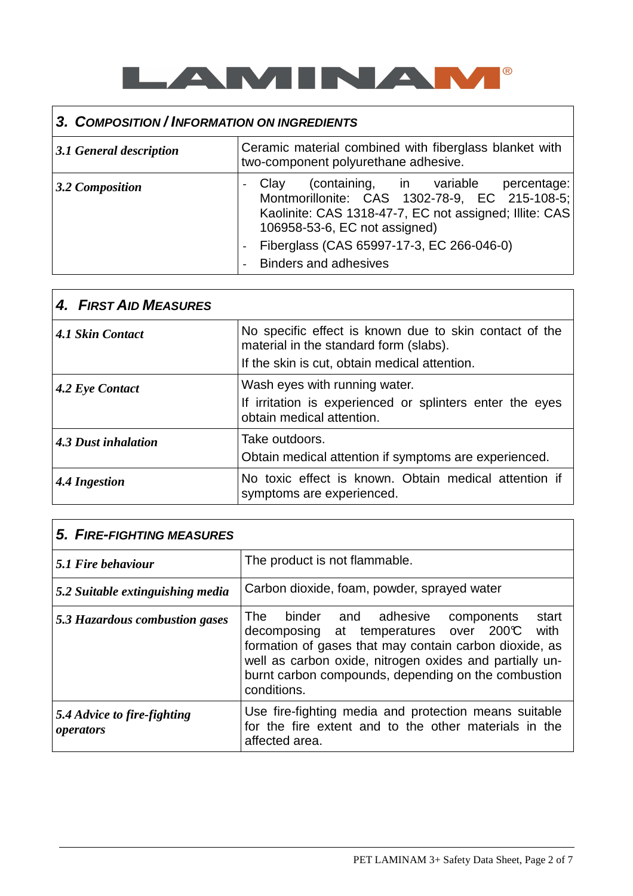## 3. Composition / Information on Ingredients

| | |
|---|---|
| ***3.1 General description*** | Ceramic material combined with fiberglass blanket with two-component polyurethane adhesive. |
| ***3.2 Composition*** | - Clay (containing, in variable percentage: Montmorillonite: CAS 1302-78-9, EC 215-108-5; Kaolinite: CAS 1318-47-7, EC not assigned; Illite: CAS 106958-53-6, EC not assigned)<br>- Fiberglass (CAS 65997-17-3, EC 266-046-0)<br>- Binders and adhesives |

## 4. First Aid Measures

| | |
|---|---|
| ***4.1 Skin Contact*** | No specific effect is known due to skin contact of the material in the standard form (slabs).<br>If the skin is cut, obtain medical attention. |
| ***4.2 Eye Contact*** | Wash eyes with running water.<br>If irritation is experienced or splinters enter the eyes obtain medical attention. |
| ***4.3 Dust inhalation*** | Take outdoors.<br>Obtain medical attention if symptoms are experienced. |
| ***4.4 Ingestion*** | No toxic effect is known. Obtain medical attention if symptoms are experienced. |

## 5. Fire-Fighting Measures

| | |
|---|---|
| ***5.1 Fire behaviour*** | The product is not flammable. |
| ***5.2 Suitable extinguishing media*** | Carbon dioxide, foam, powder, sprayed water |
| ***5.3 Hazardous combustion gases*** | The binder and adhesive components start decomposing at temperatures over 200℃ with formation of gases that may contain carbon dioxide, as well as carbon oxide, nitrogen oxides and partially un-burnt carbon compounds, depending on the combustion conditions. |
| ***5.4 Advice to fire-fighting operators*** | Use fire-fighting media and protection means suitable for the fire extent and to the other materials in the affected area. |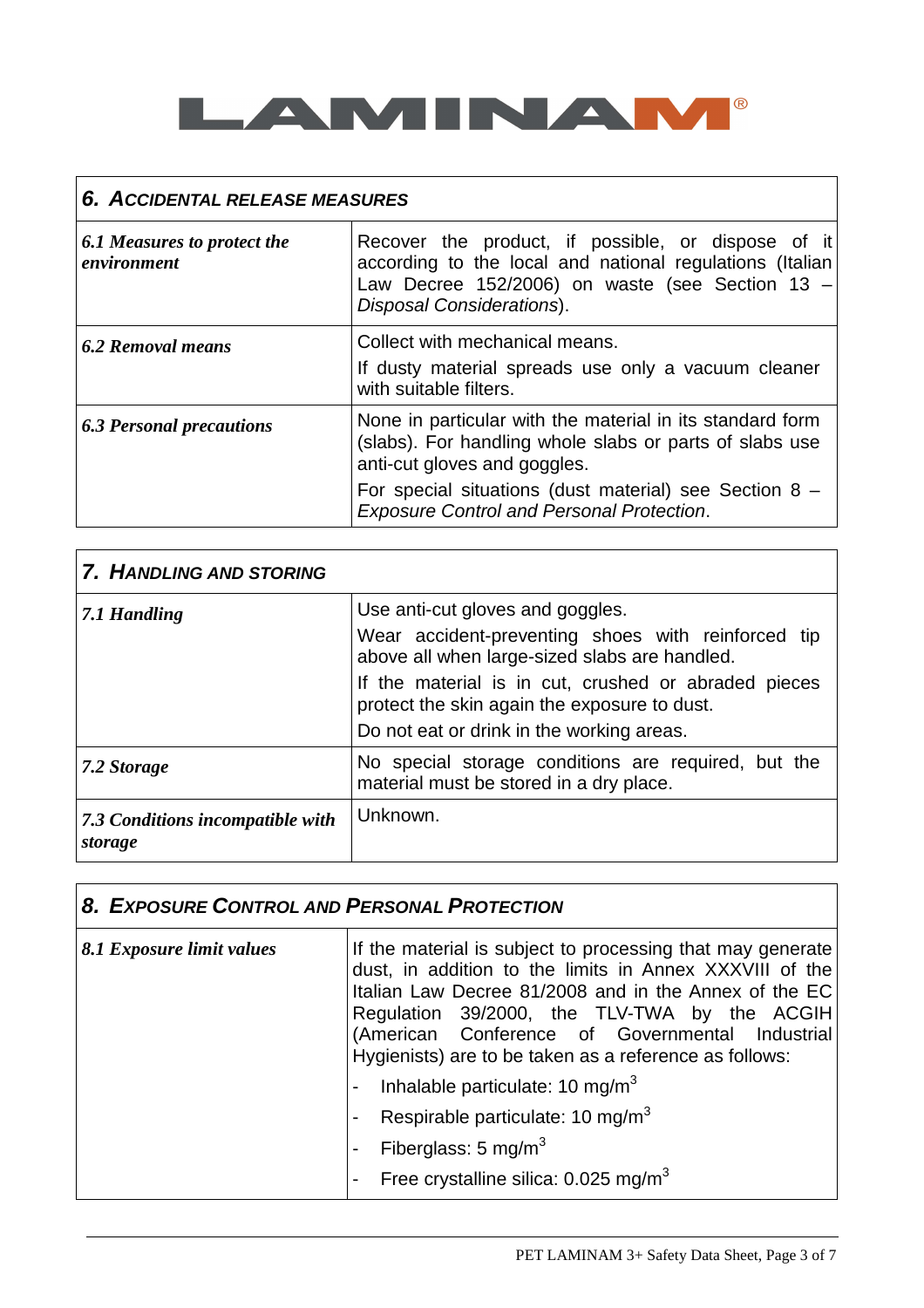LAMINAM®

| 6. ACCIDENTAL RELEASE MEASURES | |
|---|---|
| ***6.1 Measures to protect the environment*** | Recover the product, if possible, or dispose of it according to the local and national regulations (Italian Law Decree 152/2006) on waste (see Section 13 – *Disposal Considerations*). |
| ***6.2 Removal means*** | Collect with mechanical means.<br>If dusty material spreads use only a vacuum cleaner with suitable filters. |
| ***6.3 Personal precautions*** | None in particular with the material in its standard form (slabs). For handling whole slabs or parts of slabs use anti-cut gloves and goggles.<br>For special situations (dust material) see Section 8 – *Exposure Control and Personal Protection*. |

| 7. HANDLING AND STORING | |
|---|---|
| ***7.1 Handling*** | Use anti-cut gloves and goggles.<br>Wear accident-preventing shoes with reinforced tip above all when large-sized slabs are handled.<br>If the material is in cut, crushed or abraded pieces protect the skin again the exposure to dust.<br>Do not eat or drink in the working areas. |
| ***7.2 Storage*** | No special storage conditions are required, but the material must be stored in a dry place. |
| ***7.3 Conditions incompatible with storage*** | Unknown. |

| 8. EXPOSURE CONTROL AND PERSONAL PROTECTION | |
|---|---|
| ***8.1 Exposure limit values*** | If the material is subject to processing that may generate dust, in addition to the limits in Annex XXXVIII of the Italian Law Decree 81/2008 and in the Annex of the EC Regulation 39/2000, the TLV-TWA by the ACGIH (American Conference of Governmental Industrial Hygienists) are to be taken as a reference as follows:<br>- Inhalable particulate: 10 mg/m$^3$<br>- Respirable particulate: 10 mg/m$^3$<br>- Fiberglass: 5 mg/m$^3$<br>- Free crystalline silica: 0.025 mg/m$^3$ |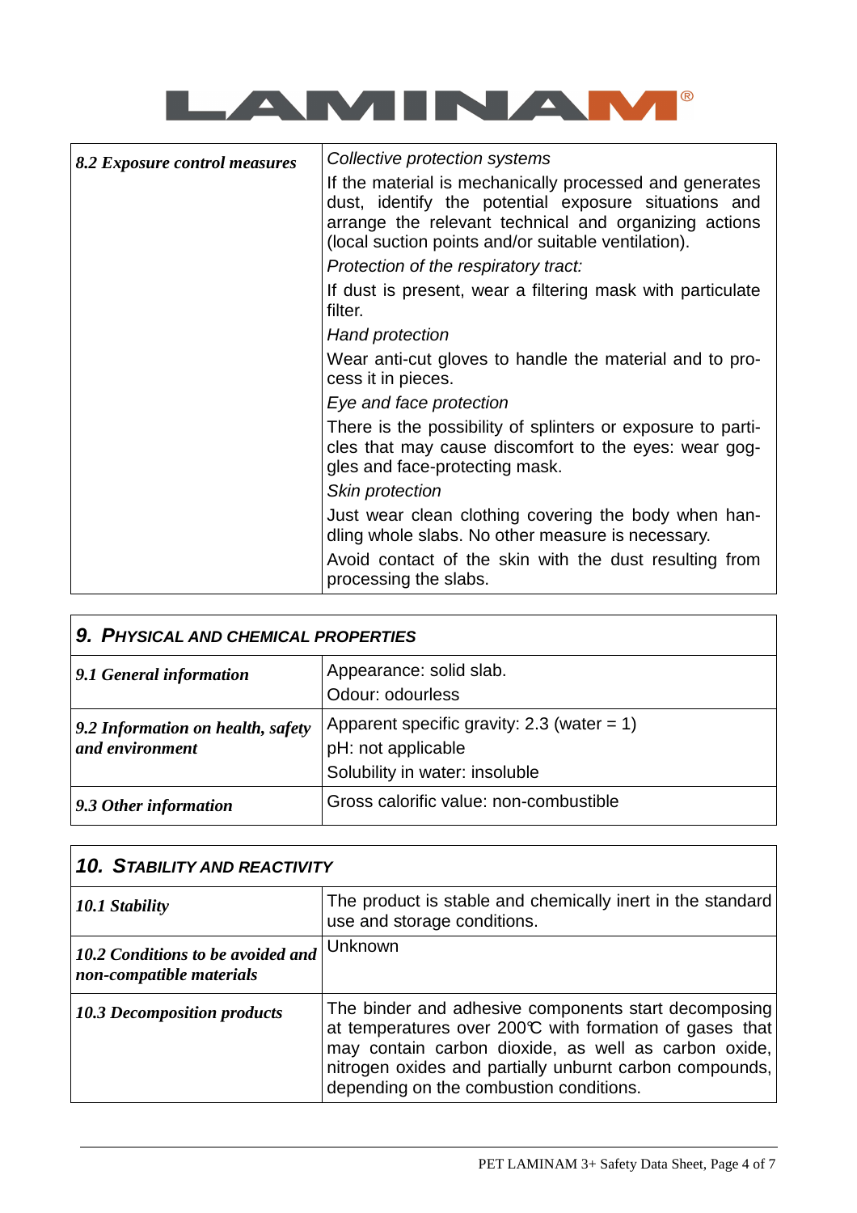| 8.2 Exposure control measures | *Collective protection systems*<br>If the material is mechanically processed and generates dust, identify the potential exposure situations and arrange the relevant technical and organizing actions (local suction points and/or suitable ventilation).<br>*Protection of the respiratory tract:*<br>If dust is present, wear a filtering mask with particulate filter.<br>*Hand protection*<br>Wear anti-cut gloves to handle the material and to process it in pieces.<br>*Eye and face protection*<br>There is the possibility of splinters or exposure to particles that may cause discomfort to the eyes: wear goggles and face-protecting mask.<br>*Skin protection*<br>Just wear clean clothing covering the body when handling whole slabs. No other measure is necessary.<br>Avoid contact of the skin with the dust resulting from processing the slabs. |
|---|---|

## 9. PHYSICAL AND CHEMICAL PROPERTIES

| | |
|---|---|
| *9.1 General information* | Appearance: solid slab.<br>Odour: odourless |
| *9.2 Information on health, safety and environment* | Apparent specific gravity: 2.3 (water = 1)<br>pH: not applicable<br>Solubility in water: insoluble |
| *9.3 Other information* | Gross calorific value: non-combustible |

## 10. STABILITY AND REACTIVITY

| | |
|---|---|
| *10.1 Stability* | The product is stable and chemically inert in the standard use and storage conditions. |
| *10.2 Conditions to be avoided and non-compatible materials* | Unknown |
| *10.3 Decomposition products* | The binder and adhesive components start decomposing at temperatures over 200℃ with formation of gases that may contain carbon dioxide, as well as carbon oxide, nitrogen oxides and partially unburnt carbon compounds, depending on the combustion conditions. |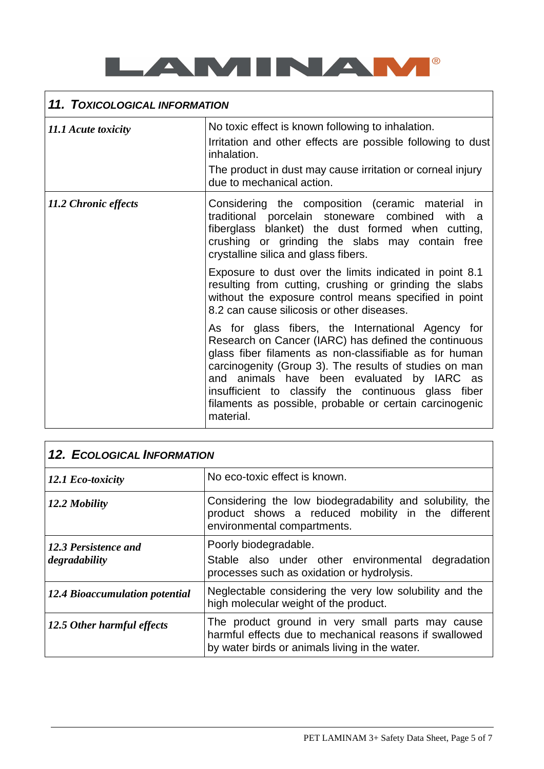## 11. TOXICOLOGICAL INFORMATION

| | |
|---|---|
| ***11.1 Acute toxicity*** | No toxic effect is known following to inhalation.<br>Irritation and other effects are possible following to dust inhalation.<br>The product in dust may cause irritation or corneal injury due to mechanical action. |
| ***11.2 Chronic effects*** | Considering the composition (ceramic material in traditional porcelain stoneware combined with a fiberglass blanket) the dust formed when cutting, crushing or grinding the slabs may contain free crystalline silica and glass fibers.<br>Exposure to dust over the limits indicated in point 8.1 resulting from cutting, crushing or grinding the slabs without the exposure control means specified in point 8.2 can cause silicosis or other diseases.<br>As for glass fibers, the International Agency for Research on Cancer (IARC) has defined the continuous glass fiber filaments as non-classifiable as for human carcinogenity (Group 3). The results of studies on man and animals have been evaluated by IARC as insufficient to classify the continuous glass fiber filaments as possible, probable or certain carcinogenic material. |

## 12. ECOLOGICAL INFORMATION

| | |
|---|---|
| ***12.1 Eco-toxicity*** | No eco-toxic effect is known. |
| ***12.2 Mobility*** | Considering the low biodegradability and solubility, the product shows a reduced mobility in the different environmental compartments. |
| ***12.3 Persistence and degradability*** | Poorly biodegradable.<br>Stable also under other environmental degradation processes such as oxidation or hydrolysis. |
| ***12.4 Bioaccumulation potential*** | Neglectable considering the very low solubility and the high molecular weight of the product. |
| ***12.5 Other harmful effects*** | The product ground in very small parts may cause harmful effects due to mechanical reasons if swallowed by water birds or animals living in the water. |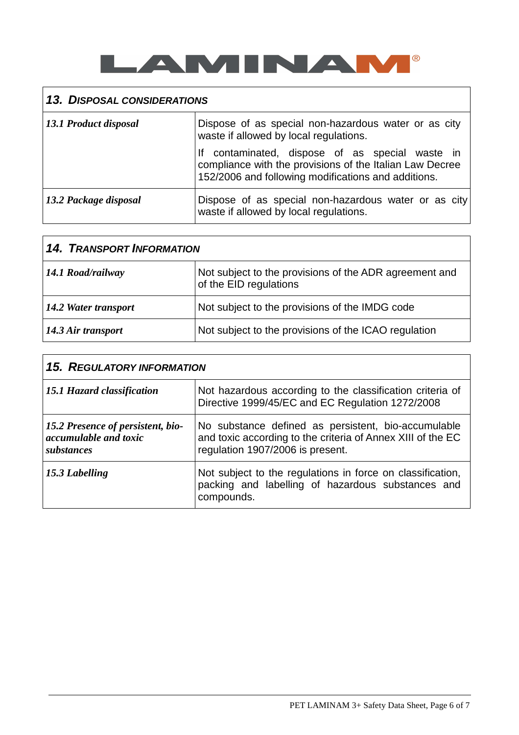| 13. DISPOSAL CONSIDERATIONS | |
|---|---|
| ***13.1 Product disposal*** | Dispose of as special non-hazardous water or as city waste if allowed by local regulations.<br><br>If contaminated, dispose of as special waste in compliance with the provisions of the Italian Law Decree 152/2006 and following modifications and additions. |
| ***13.2 Package disposal*** | Dispose of as special non-hazardous water or as city waste if allowed by local regulations. |

| 14. TRANSPORT INFORMATION | |
|---|---|
| ***14.1 Road/railway*** | Not subject to the provisions of the ADR agreement and of the EID regulations |
| ***14.2 Water transport*** | Not subject to the provisions of the IMDG code |
| ***14.3 Air transport*** | Not subject to the provisions of the ICAO regulation |

| 15. REGULATORY INFORMATION | |
|---|---|
| ***15.1 Hazard classification*** | Not hazardous according to the classification criteria of Directive 1999/45/EC and EC Regulation 1272/2008 |
| ***15.2 Presence of persistent, bio-accumulable and toxic substances*** | No substance defined as persistent, bio-accumulable and toxic according to the criteria of Annex XIII of the EC regulation 1907/2006 is present. |
| ***15.3 Labelling*** | Not subject to the regulations in force on classification, packing and labelling of hazardous substances and compounds. |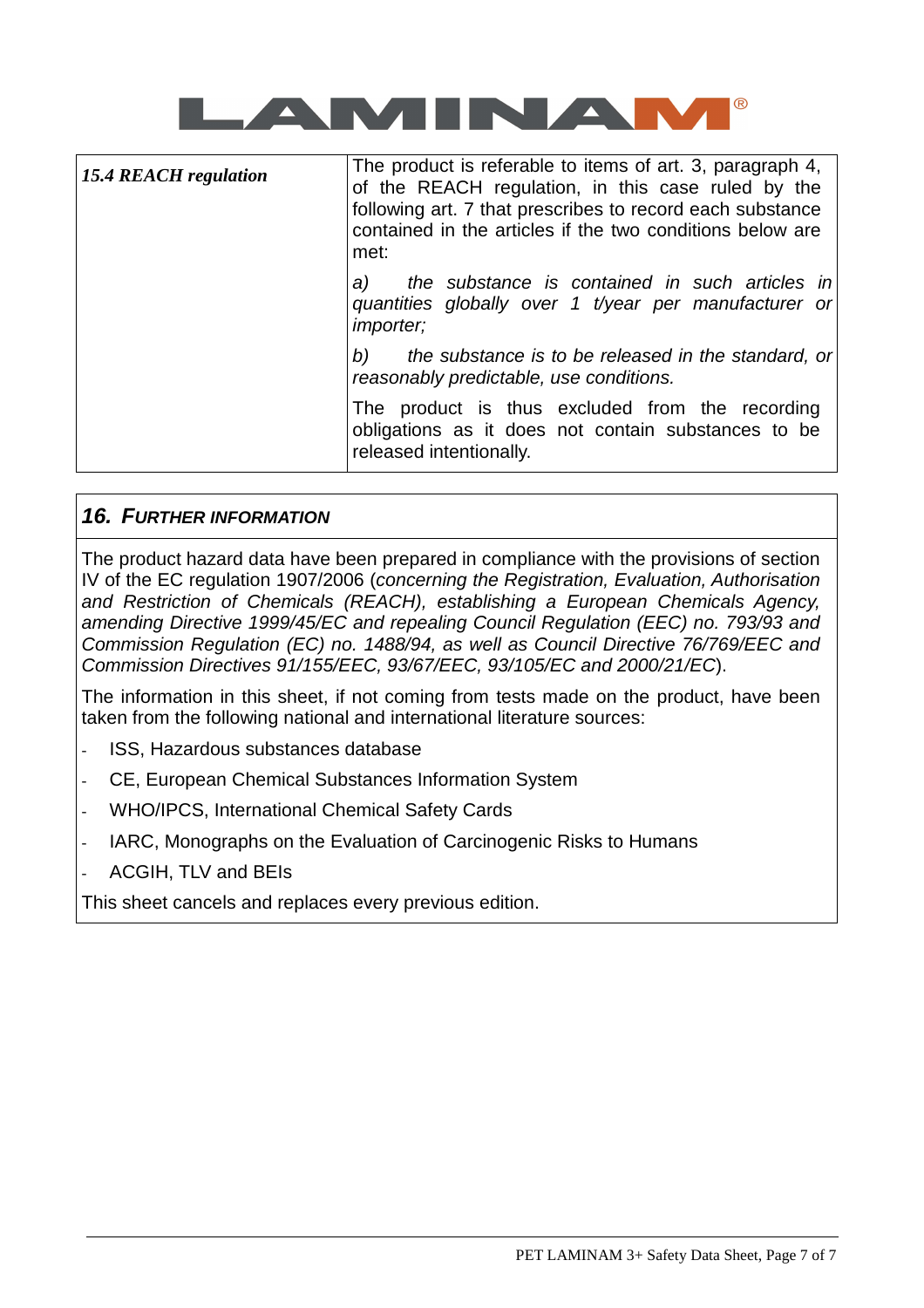| | |
|---|---|
| ***15.4 REACH regulation*** | The product is referable to items of art. 3, paragraph 4, of the REACH regulation, in this case ruled by the following art. 7 that prescribes to record each substance contained in the articles if the two conditions below are met:<br><br>*a) the substance is contained in such articles in quantities globally over 1 t/year per manufacturer or importer;*<br><br>*b) the substance is to be released in the standard, or reasonably predictable, use conditions.*<br><br>The product is thus excluded from the recording obligations as it does not contain substances to be released intentionally. |

## *16. FURTHER INFORMATION*

The product hazard data have been prepared in compliance with the provisions of section IV of the EC regulation 1907/2006 (*concerning the Registration, Evaluation, Authorisation and Restriction of Chemicals (REACH), establishing a European Chemicals Agency, amending Directive 1999/45/EC and repealing Council Regulation (EEC) no. 793/93 and Commission Regulation (EC) no. 1488/94, as well as Council Directive 76/769/EEC and Commission Directives 91/155/EEC, 93/67/EEC, 93/105/EC and 2000/21/EC*).

The information in this sheet, if not coming from tests made on the product, have been taken from the following national and international literature sources:

- ISS, Hazardous substances database
- CE, European Chemical Substances Information System
- WHO/IPCS, International Chemical Safety Cards
- IARC, Monographs on the Evaluation of Carcinogenic Risks to Humans
- ACGIH, TLV and BEIs

This sheet cancels and replaces every previous edition.